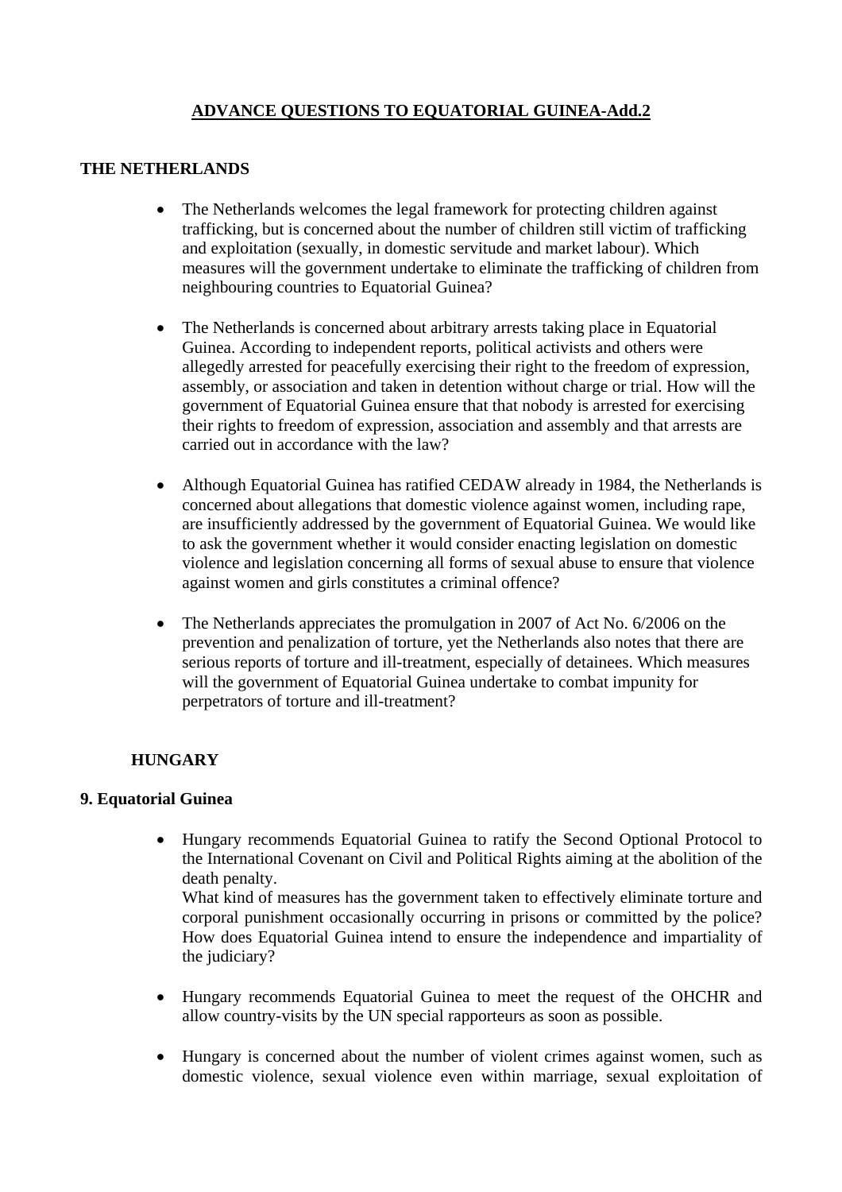# ADVANCE QUESTIONS TO EQUATORIAL GUINEA-Add.2

## THE NETHERLANDS

- The Netherlands welcomes the legal framework for protecting children against trafficking, but is concerned about the number of children still victim of trafficking and exploitation (sexually, in domestic servitude and market labour). Which measures will the government undertake to eliminate the trafficking of children from neighbouring countries to Equatorial Guinea?

- The Netherlands is concerned about arbitrary arrests taking place in Equatorial Guinea. According to independent reports, political activists and others were allegedly arrested for peacefully exercising their right to the freedom of expression, assembly, or association and taken in detention without charge or trial. How will the government of Equatorial Guinea ensure that that nobody is arrested for exercising their rights to freedom of expression, association and assembly and that arrests are carried out in accordance with the law?

- Although Equatorial Guinea has ratified CEDAW already in 1984, the Netherlands is concerned about allegations that domestic violence against women, including rape, are insufficiently addressed by the government of Equatorial Guinea. We would like to ask the government whether it would consider enacting legislation on domestic violence and legislation concerning all forms of sexual abuse to ensure that violence against women and girls constitutes a criminal offence?

- The Netherlands appreciates the promulgation in 2007 of Act No. 6/2006 on the prevention and penalization of torture, yet the Netherlands also notes that there are serious reports of torture and ill-treatment, especially of detainees. Which measures will the government of Equatorial Guinea undertake to combat impunity for perpetrators of torture and ill-treatment?

## HUNGARY

### 9. Equatorial Guinea

- Hungary recommends Equatorial Guinea to ratify the Second Optional Protocol to the International Covenant on Civil and Political Rights aiming at the abolition of the death penalty.
  What kind of measures has the government taken to effectively eliminate torture and corporal punishment occasionally occurring in prisons or committed by the police? How does Equatorial Guinea intend to ensure the independence and impartiality of the judiciary?

- Hungary recommends Equatorial Guinea to meet the request of the OHCHR and allow country-visits by the UN special rapporteurs as soon as possible.

- Hungary is concerned about the number of violent crimes against women, such as domestic violence, sexual violence even within marriage, sexual exploitation of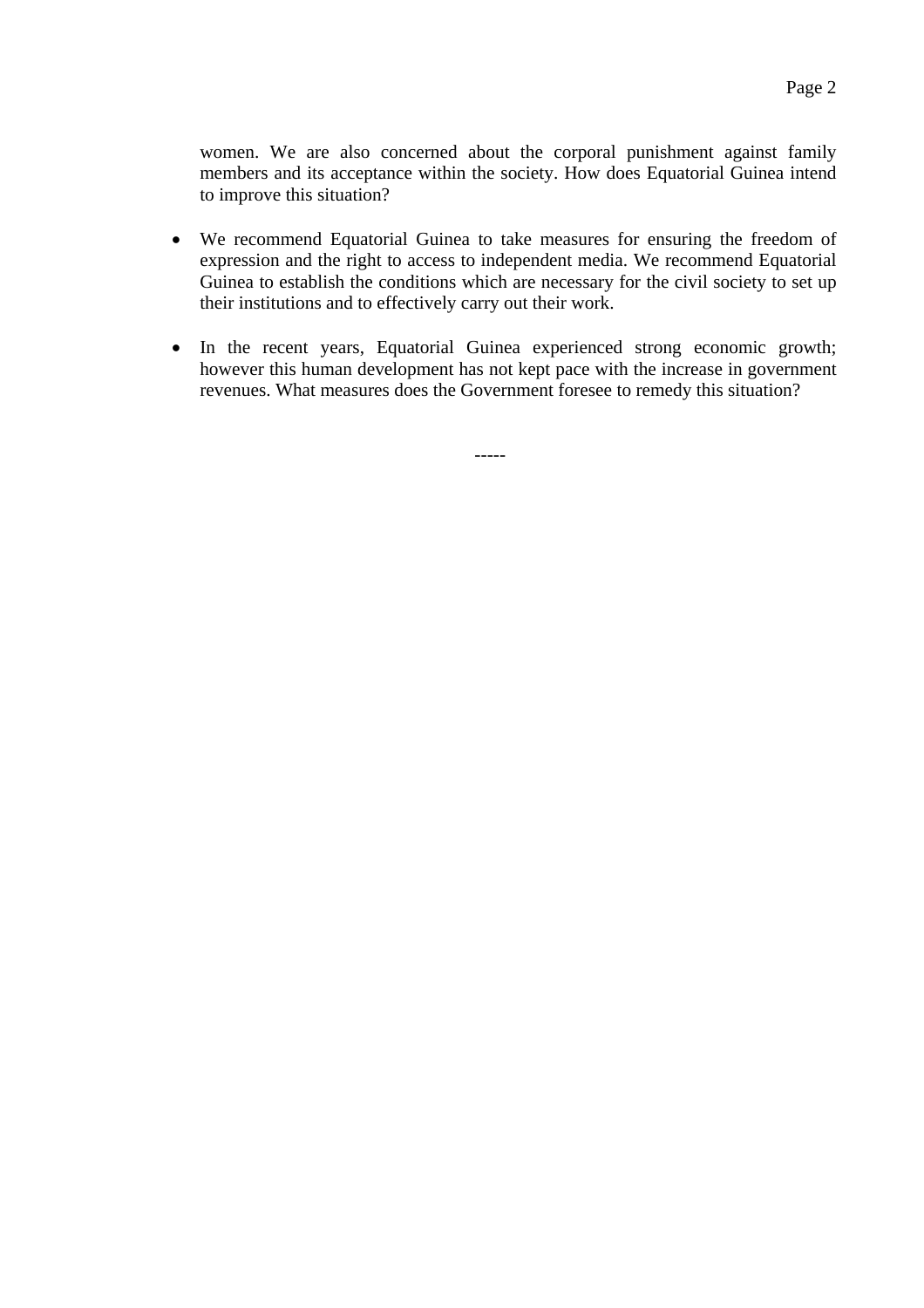women. We are also concerned about the corporal punishment against family members and its acceptance within the society. How does Equatorial Guinea intend to improve this situation?

- We recommend Equatorial Guinea to take measures for ensuring the freedom of expression and the right to access to independent media. We recommend Equatorial Guinea to establish the conditions which are necessary for the civil society to set up their institutions and to effectively carry out their work.

- In the recent years, Equatorial Guinea experienced strong economic growth; however this human development has not kept pace with the increase in government revenues. What measures does the Government foresee to remedy this situation?

-----